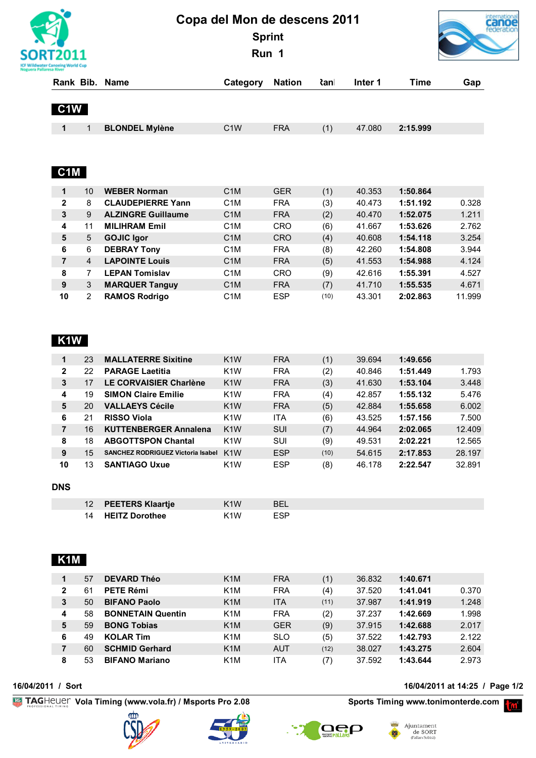# Copa del Mon de descens 2011

## Sprint

## Run 1

### C1W

| Rank | Bib. | Name | Category | Nation | Rank | Inter 1 | Time | Gap |
|---|---|---|---|---|---|---|---|---|
| 1 | 1 | **BLONDEL Mylène** | C1W | FRA | (1) | 47.080 | **2:15.999** | |

### C1M

| Rank | Bib. | Name | Category | Nation | Rank | Inter 1 | Time | Gap |
|---|---|---|---|---|---|---|---|---|
| 1 | 10 | **WEBER Norman** | C1M | GER | (1) | 40.353 | **1:50.864** | |
| 2 | 8 | **CLAUDEPIERRE Yann** | C1M | FRA | (3) | 40.473 | **1:51.192** | 0.328 |
| 3 | 9 | **ALZINGRE Guillaume** | C1M | FRA | (2) | 40.470 | **1:52.075** | 1.211 |
| 4 | 11 | **MILIHRAM Emil** | C1M | CRO | (6) | 41.667 | **1:53.626** | 2.762 |
| 5 | 5 | **GOJIC Igor** | C1M | CRO | (4) | 40.608 | **1:54.118** | 3.254 |
| 6 | 6 | **DEBRAY Tony** | C1M | FRA | (8) | 42.260 | **1:54.808** | 3.944 |
| 7 | 4 | **LAPOINTE Louis** | C1M | FRA | (5) | 41.553 | **1:54.988** | 4.124 |
| 8 | 7 | **LEPAN Tomislav** | C1M | CRO | (9) | 42.616 | **1:55.391** | 4.527 |
| 9 | 3 | **MARQUER Tanguy** | C1M | FRA | (7) | 41.710 | **1:55.535** | 4.671 |
| 10 | 2 | **RAMOS Rodrigo** | C1M | ESP | (10) | 43.301 | **2:02.863** | 11.999 |

### K1W

| Rank | Bib. | Name | Category | Nation | Rank | Inter 1 | Time | Gap |
|---|---|---|---|---|---|---|---|---|
| 1 | 23 | **MALLATERRE Sixitine** | K1W | FRA | (1) | 39.694 | **1:49.656** | |
| 2 | 22 | **PARAGE Laetitia** | K1W | FRA | (2) | 40.846 | **1:51.449** | 1.793 |
| 3 | 17 | **LE CORVAISIER Charlène** | K1W | FRA | (3) | 41.630 | **1:53.104** | 3.448 |
| 4 | 19 | **SIMON Claire Emilie** | K1W | FRA | (4) | 42.857 | **1:55.132** | 5.476 |
| 5 | 20 | **VALLAEYS Cécile** | K1W | FRA | (5) | 42.884 | **1:55.658** | 6.002 |
| 6 | 21 | **RISSO Viola** | K1W | ITA | (6) | 43.525 | **1:57.156** | 7.500 |
| 7 | 16 | **KUTTENBERGER Annalena** | K1W | SUI | (7) | 44.964 | **2:02.065** | 12.409 |
| 8 | 18 | **ABGOTTSPON Chantal** | K1W | SUI | (9) | 49.531 | **2:02.221** | 12.565 |
| 9 | 15 | **SANCHEZ RODRIGUEZ Victoria Isabel** | K1W | ESP | (10) | 54.615 | **2:17.853** | 28.197 |
| 10 | 13 | **SANTIAGO Uxue** | K1W | ESP | (8) | 46.178 | **2:22.547** | 32.891 |

**DNS**

| Rank | Bib. | Name | Category | Nation |
|---|---|---|---|---|
| | 12 | **PEETERS Klaartje** | K1W | BEL |
| | 14 | **HEITZ Dorothee** | K1W | ESP |

### K1M

| Rank | Bib. | Name | Category | Nation | Rank | Inter 1 | Time | Gap |
|---|---|---|---|---|---|---|---|---|
| 1 | 57 | **DEVARD Théo** | K1M | FRA | (1) | 36.832 | **1:40.671** | |
| 2 | 61 | **PETE Rémi** | K1M | FRA | (4) | 37.520 | **1:41.041** | 0.370 |
| 3 | 50 | **BIFANO Paolo** | K1M | ITA | (11) | 37.987 | **1:41.919** | 1.248 |
| 4 | 58 | **BONNETAIN Quentin** | K1M | FRA | (2) | 37.237 | **1:42.669** | 1.998 |
| 5 | 59 | **BONG Tobias** | K1M | GER | (9) | 37.915 | **1:42.688** | 2.017 |
| 6 | 49 | **KOLAR Tim** | K1M | SLO | (5) | 37.522 | **1:42.793** | 2.122 |
| 7 | 60 | **SCHMID Gerhard** | K1M | AUT | (12) | 38.027 | **1:43.275** | 2.604 |
| 8 | 53 | **BIFANO Mariano** | K1M | ITA | (7) | 37.592 | **1:43.644** | 2.973 |

16/04/2011 / Sort — 16/04/2011 at 14:25

TAGHeuer Vola Timing (www.vola.fr) / Msports Pro 2.08 — Sports Timing www.tonimonterde.com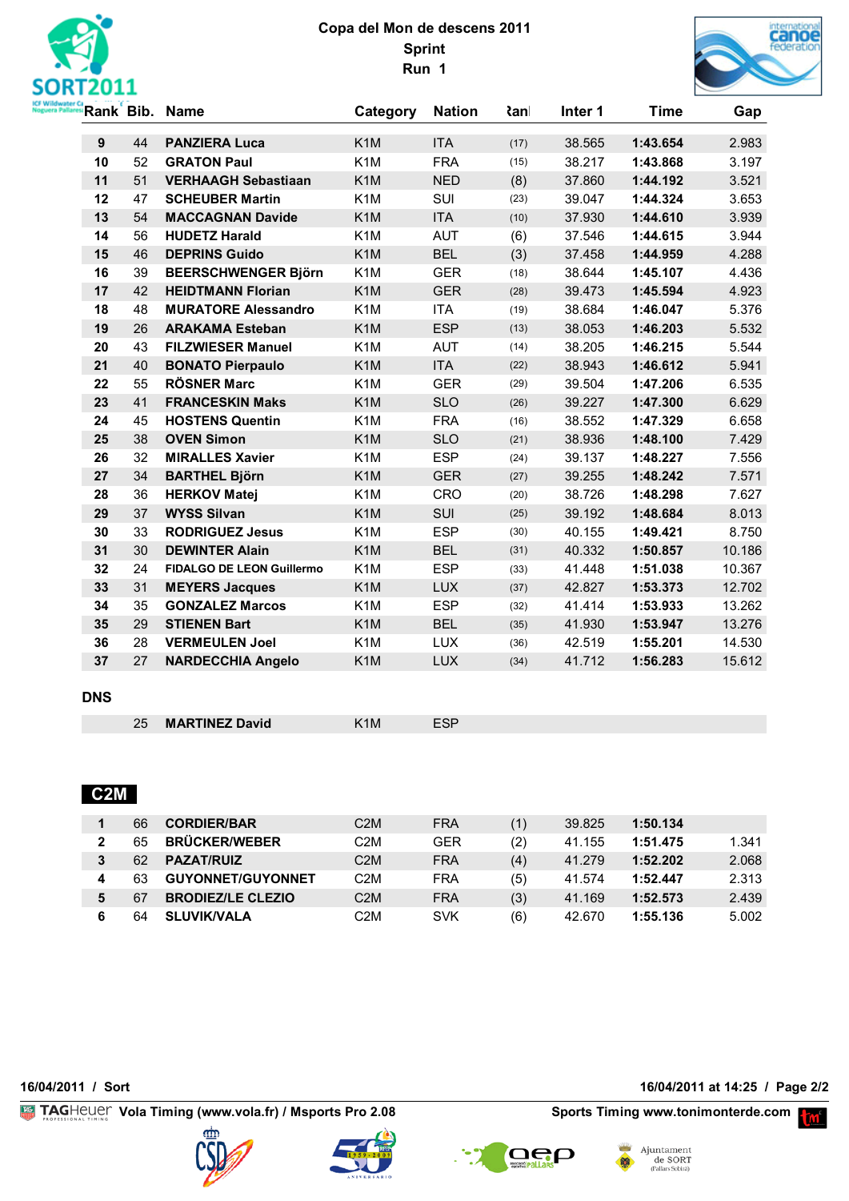# Copa del Mon de descens 2011

## Sprint

## Run 1

| Rank | Bib. | Name | Category | Nation | Rank | Inter 1 | Time | Gap |
|---|---|---|---|---|---|---|---|---|
| 9 | 44 | **PANZIERA Luca** | K1M | ITA | (17) | 38.565 | **1:43.654** | 2.983 |
| 10 | 52 | **GRATON Paul** | K1M | FRA | (15) | 38.217 | **1:43.868** | 3.197 |
| 11 | 51 | **VERHAAGH Sebastiaan** | K1M | NED | (8) | 37.860 | **1:44.192** | 3.521 |
| 12 | 47 | **SCHEUBER Martin** | K1M | SUI | (23) | 39.047 | **1:44.324** | 3.653 |
| 13 | 54 | **MACCAGNAN Davide** | K1M | ITA | (10) | 37.930 | **1:44.610** | 3.939 |
| 14 | 56 | **HUDETZ Harald** | K1M | AUT | (6) | 37.546 | **1:44.615** | 3.944 |
| 15 | 46 | **DEPRINS Guido** | K1M | BEL | (3) | 37.458 | **1:44.959** | 4.288 |
| 16 | 39 | **BEERSCHWENGER Björn** | K1M | GER | (18) | 38.644 | **1:45.107** | 4.436 |
| 17 | 42 | **HEIDTMANN Florian** | K1M | GER | (28) | 39.473 | **1:45.594** | 4.923 |
| 18 | 48 | **MURATORE Alessandro** | K1M | ITA | (19) | 38.684 | **1:46.047** | 5.376 |
| 19 | 26 | **ARAKAMA Esteban** | K1M | ESP | (13) | 38.053 | **1:46.203** | 5.532 |
| 20 | 43 | **FILZWIESER Manuel** | K1M | AUT | (14) | 38.205 | **1:46.215** | 5.544 |
| 21 | 40 | **BONATO Pierpaulo** | K1M | ITA | (22) | 38.943 | **1:46.612** | 5.941 |
| 22 | 55 | **RÖSNER Marc** | K1M | GER | (29) | 39.504 | **1:47.206** | 6.535 |
| 23 | 41 | **FRANCESKIN Maks** | K1M | SLO | (26) | 39.227 | **1:47.300** | 6.629 |
| 24 | 45 | **HOSTENS Quentin** | K1M | FRA | (16) | 38.552 | **1:47.329** | 6.658 |
| 25 | 38 | **OVEN Simon** | K1M | SLO | (21) | 38.936 | **1:48.100** | 7.429 |
| 26 | 32 | **MIRALLES Xavier** | K1M | ESP | (24) | 39.137 | **1:48.227** | 7.556 |
| 27 | 34 | **BARTHEL Björn** | K1M | GER | (27) | 39.255 | **1:48.242** | 7.571 |
| 28 | 36 | **HERKOV Matej** | K1M | CRO | (20) | 38.726 | **1:48.298** | 7.627 |
| 29 | 37 | **WYSS Silvan** | K1M | SUI | (25) | 39.192 | **1:48.684** | 8.013 |
| 30 | 33 | **RODRIGUEZ Jesus** | K1M | ESP | (30) | 40.155 | **1:49.421** | 8.750 |
| 31 | 30 | **DEWINTER Alain** | K1M | BEL | (31) | 40.332 | **1:50.857** | 10.186 |
| 32 | 24 | **FIDALGO DE LEON Guillermo** | K1M | ESP | (33) | 41.448 | **1:51.038** | 10.367 |
| 33 | 31 | **MEYERS Jacques** | K1M | LUX | (37) | 42.827 | **1:53.373** | 12.702 |
| 34 | 35 | **GONZALEZ Marcos** | K1M | ESP | (32) | 41.414 | **1:53.933** | 13.262 |
| 35 | 29 | **STIENEN Bart** | K1M | BEL | (35) | 41.930 | **1:53.947** | 13.276 |
| 36 | 28 | **VERMEULEN Joel** | K1M | LUX | (36) | 42.519 | **1:55.201** | 14.530 |
| 37 | 27 | **NARDECCHIA Angelo** | K1M | LUX | (34) | 41.712 | **1:56.283** | 15.612 |

**DNS**

| Rank | Bib. | Name | Category | Nation |
|---|---|---|---|---|
| | 25 | **MARTINEZ David** | K1M | ESP |

## C2M

| Rank | Bib. | Name | Category | Nation | Rank | Inter 1 | Time | Gap |
|---|---|---|---|---|---|---|---|---|
| 1 | 66 | **CORDIER/BAR** | C2M | FRA | (1) | 39.825 | **1:50.134** | |
| 2 | 65 | **BRÜCKER/WEBER** | C2M | GER | (2) | 41.155 | **1:51.475** | 1.341 |
| 3 | 62 | **PAZAT/RUIZ** | C2M | FRA | (4) | 41.279 | **1:52.202** | 2.068 |
| 4 | 63 | **GUYONNET/GUYONNET** | C2M | FRA | (5) | 41.574 | **1:52.447** | 2.313 |
| 5 | 67 | **BRODIEZ/LE CLEZIO** | C2M | FRA | (3) | 41.169 | **1:52.573** | 2.439 |
| 6 | 64 | **SLUVIK/VALA** | C2M | SVK | (6) | 42.670 | **1:55.136** | 5.002 |

16/04/2011 / Sort — 16/04/2011 at 14:25

TAGHeuer Vola Timing (www.vola.fr) / Msports Pro 2.08 — Sports Timing www.tonimonterde.com